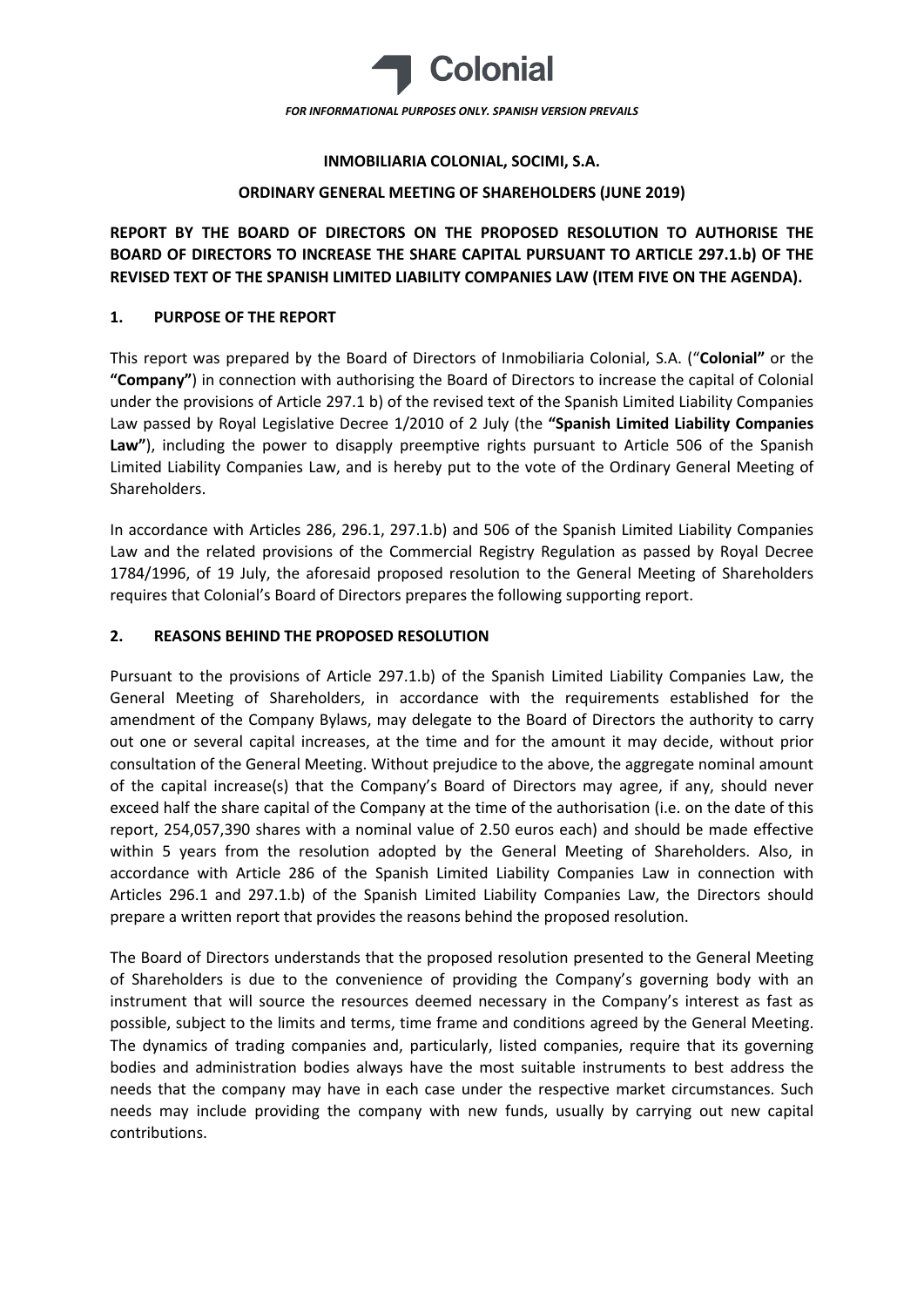*FOR INFORMATIONAL PURPOSES ONLY. SPANISH VERSION PREVAILS*

**INMOBILIARIA COLONIAL, SOCIMI, S.A.**

**ORDINARY GENERAL MEETING OF SHAREHOLDERS (JUNE 2019)**

**REPORT BY THE BOARD OF DIRECTORS ON THE PROPOSED RESOLUTION TO AUTHORISE THE BOARD OF DIRECTORS TO INCREASE THE SHARE CAPITAL PURSUANT TO ARTICLE 297.1.b) OF THE REVISED TEXT OF THE SPANISH LIMITED LIABILITY COMPANIES LAW (ITEM FIVE ON THE AGENDA).**

## 1. PURPOSE OF THE REPORT

This report was prepared by the Board of Directors of Inmobiliaria Colonial, S.A. ("**Colonial"** or the **"Company"**) in connection with authorising the Board of Directors to increase the capital of Colonial under the provisions of Article 297.1 b) of the revised text of the Spanish Limited Liability Companies Law passed by Royal Legislative Decree 1/2010 of 2 July (the **"Spanish Limited Liability Companies Law"**), including the power to disapply preemptive rights pursuant to Article 506 of the Spanish Limited Liability Companies Law, and is hereby put to the vote of the Ordinary General Meeting of Shareholders.

In accordance with Articles 286, 296.1, 297.1.b) and 506 of the Spanish Limited Liability Companies Law and the related provisions of the Commercial Registry Regulation as passed by Royal Decree 1784/1996, of 19 July, the aforesaid proposed resolution to the General Meeting of Shareholders requires that Colonial's Board of Directors prepares the following supporting report.

## 2. REASONS BEHIND THE PROPOSED RESOLUTION

Pursuant to the provisions of Article 297.1.b) of the Spanish Limited Liability Companies Law, the General Meeting of Shareholders, in accordance with the requirements established for the amendment of the Company Bylaws, may delegate to the Board of Directors the authority to carry out one or several capital increases, at the time and for the amount it may decide, without prior consultation of the General Meeting. Without prejudice to the above, the aggregate nominal amount of the capital increase(s) that the Company's Board of Directors may agree, if any, should never exceed half the share capital of the Company at the time of the authorisation (i.e. on the date of this report, 254,057,390 shares with a nominal value of 2.50 euros each) and should be made effective within 5 years from the resolution adopted by the General Meeting of Shareholders. Also, in accordance with Article 286 of the Spanish Limited Liability Companies Law in connection with Articles 296.1 and 297.1.b) of the Spanish Limited Liability Companies Law, the Directors should prepare a written report that provides the reasons behind the proposed resolution.

The Board of Directors understands that the proposed resolution presented to the General Meeting of Shareholders is due to the convenience of providing the Company's governing body with an instrument that will source the resources deemed necessary in the Company's interest as fast as possible, subject to the limits and terms, time frame and conditions agreed by the General Meeting. The dynamics of trading companies and, particularly, listed companies, require that its governing bodies and administration bodies always have the most suitable instruments to best address the needs that the company may have in each case under the respective market circumstances. Such needs may include providing the company with new funds, usually by carrying out new capital contributions.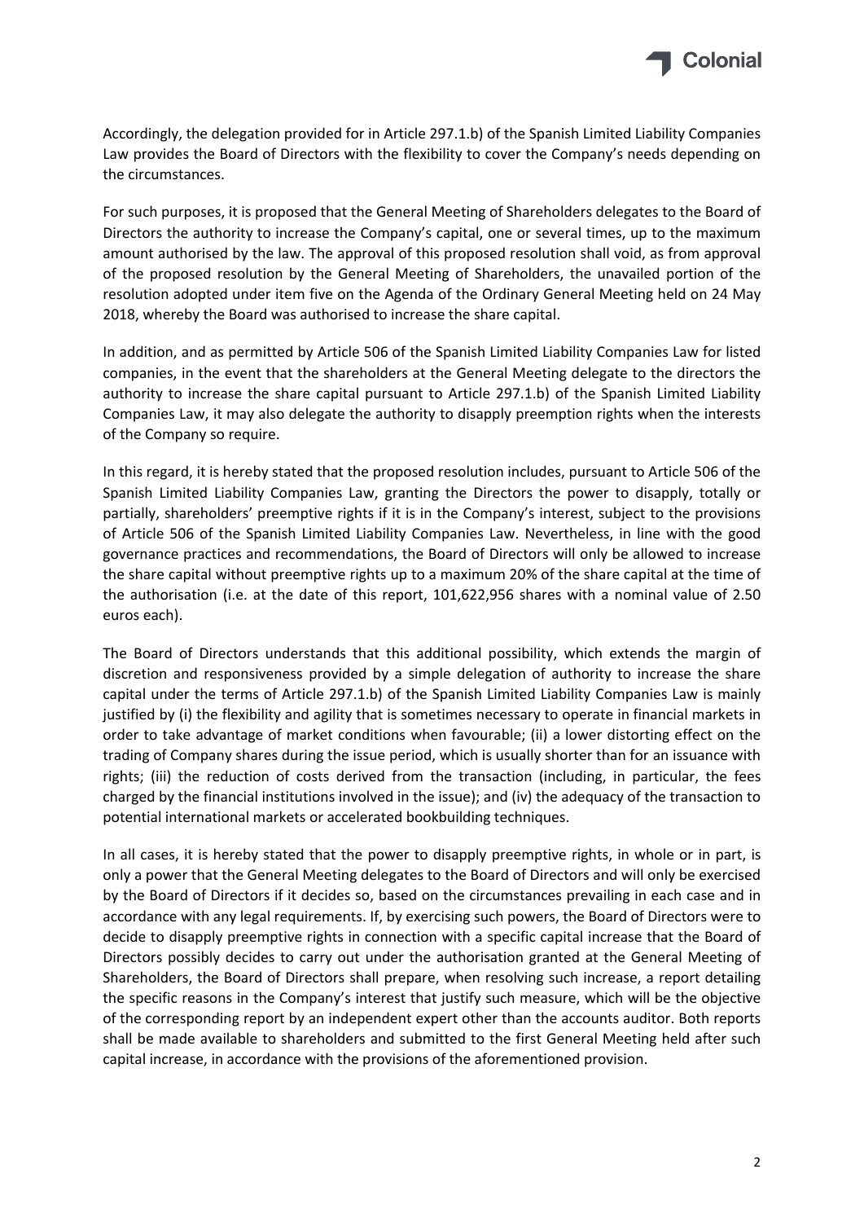Accordingly, the delegation provided for in Article 297.1.b) of the Spanish Limited Liability Companies Law provides the Board of Directors with the flexibility to cover the Company's needs depending on the circumstances.

For such purposes, it is proposed that the General Meeting of Shareholders delegates to the Board of Directors the authority to increase the Company's capital, one or several times, up to the maximum amount authorised by the law. The approval of this proposed resolution shall void, as from approval of the proposed resolution by the General Meeting of Shareholders, the unavailed portion of the resolution adopted under item five on the Agenda of the Ordinary General Meeting held on 24 May 2018, whereby the Board was authorised to increase the share capital.

In addition, and as permitted by Article 506 of the Spanish Limited Liability Companies Law for listed companies, in the event that the shareholders at the General Meeting delegate to the directors the authority to increase the share capital pursuant to Article 297.1.b) of the Spanish Limited Liability Companies Law, it may also delegate the authority to disapply preemption rights when the interests of the Company so require.

In this regard, it is hereby stated that the proposed resolution includes, pursuant to Article 506 of the Spanish Limited Liability Companies Law, granting the Directors the power to disapply, totally or partially, shareholders' preemptive rights if it is in the Company's interest, subject to the provisions of Article 506 of the Spanish Limited Liability Companies Law. Nevertheless, in line with the good governance practices and recommendations, the Board of Directors will only be allowed to increase the share capital without preemptive rights up to a maximum 20% of the share capital at the time of the authorisation (i.e. at the date of this report, 101,622,956 shares with a nominal value of 2.50 euros each).

The Board of Directors understands that this additional possibility, which extends the margin of discretion and responsiveness provided by a simple delegation of authority to increase the share capital under the terms of Article 297.1.b) of the Spanish Limited Liability Companies Law is mainly justified by (i) the flexibility and agility that is sometimes necessary to operate in financial markets in order to take advantage of market conditions when favourable; (ii) a lower distorting effect on the trading of Company shares during the issue period, which is usually shorter than for an issuance with rights; (iii) the reduction of costs derived from the transaction (including, in particular, the fees charged by the financial institutions involved in the issue); and (iv) the adequacy of the transaction to potential international markets or accelerated bookbuilding techniques.

In all cases, it is hereby stated that the power to disapply preemptive rights, in whole or in part, is only a power that the General Meeting delegates to the Board of Directors and will only be exercised by the Board of Directors if it decides so, based on the circumstances prevailing in each case and in accordance with any legal requirements. If, by exercising such powers, the Board of Directors were to decide to disapply preemptive rights in connection with a specific capital increase that the Board of Directors possibly decides to carry out under the authorisation granted at the General Meeting of Shareholders, the Board of Directors shall prepare, when resolving such increase, a report detailing the specific reasons in the Company's interest that justify such measure, which will be the objective of the corresponding report by an independent expert other than the accounts auditor. Both reports shall be made available to shareholders and submitted to the first General Meeting held after such capital increase, in accordance with the provisions of the aforementioned provision.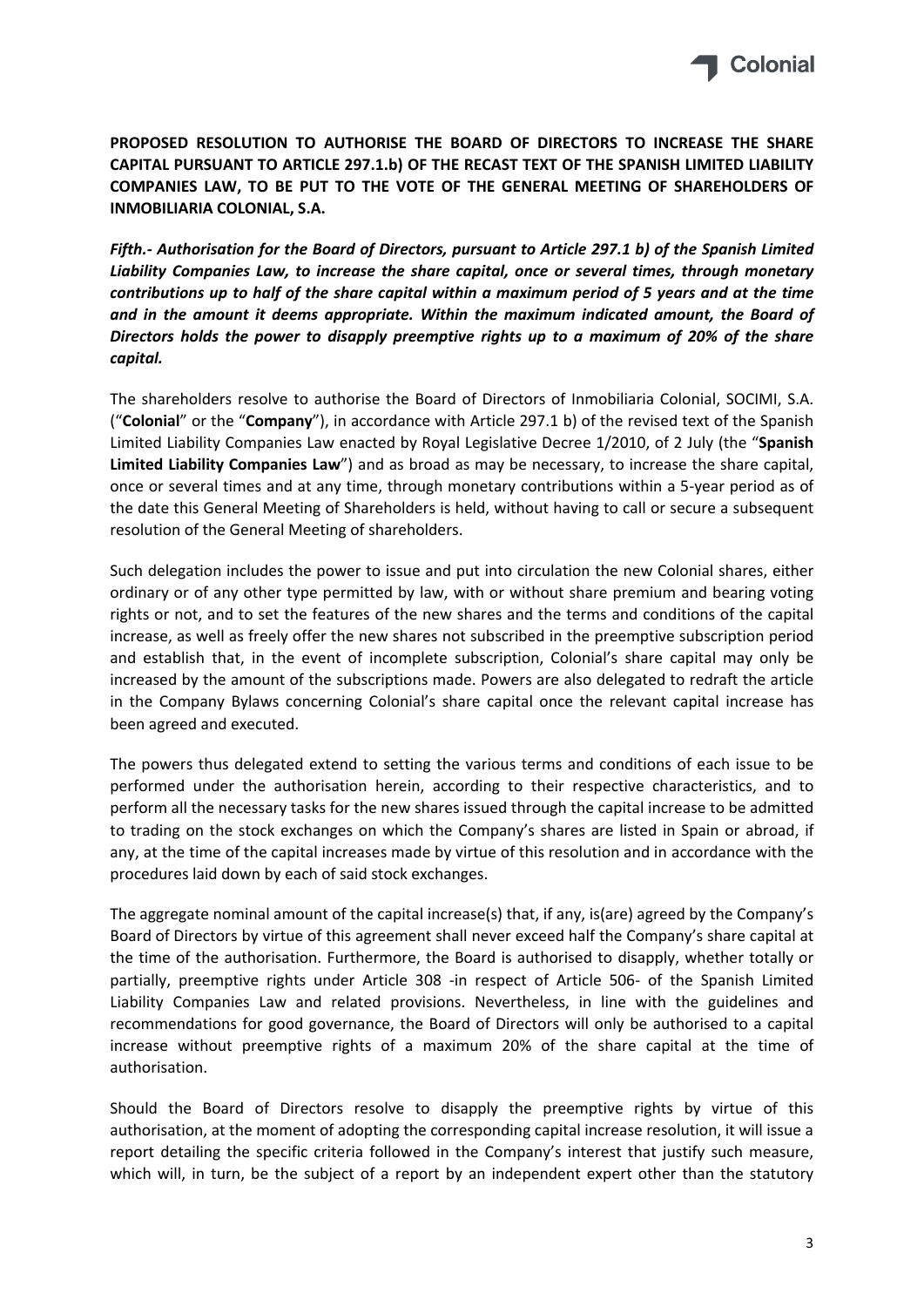**PROPOSED RESOLUTION TO AUTHORISE THE BOARD OF DIRECTORS TO INCREASE THE SHARE CAPITAL PURSUANT TO ARTICLE 297.1.b) OF THE RECAST TEXT OF THE SPANISH LIMITED LIABILITY COMPANIES LAW, TO BE PUT TO THE VOTE OF THE GENERAL MEETING OF SHAREHOLDERS OF INMOBILIARIA COLONIAL, S.A.**

***Fifth.- Authorisation for the Board of Directors, pursuant to Article 297.1 b) of the Spanish Limited Liability Companies Law, to increase the share capital, once or several times, through monetary contributions up to half of the share capital within a maximum period of 5 years and at the time and in the amount it deems appropriate. Within the maximum indicated amount, the Board of Directors holds the power to disapply preemptive rights up to a maximum of 20% of the share capital.***

The shareholders resolve to authorise the Board of Directors of Inmobiliaria Colonial, SOCIMI, S.A. ("**Colonial**" or the "**Company**"), in accordance with Article 297.1 b) of the revised text of the Spanish Limited Liability Companies Law enacted by Royal Legislative Decree 1/2010, of 2 July (the "**Spanish Limited Liability Companies Law**") and as broad as may be necessary, to increase the share capital, once or several times and at any time, through monetary contributions within a 5-year period as of the date this General Meeting of Shareholders is held, without having to call or secure a subsequent resolution of the General Meeting of shareholders.

Such delegation includes the power to issue and put into circulation the new Colonial shares, either ordinary or of any other type permitted by law, with or without share premium and bearing voting rights or not, and to set the features of the new shares and the terms and conditions of the capital increase, as well as freely offer the new shares not subscribed in the preemptive subscription period and establish that, in the event of incomplete subscription, Colonial's share capital may only be increased by the amount of the subscriptions made. Powers are also delegated to redraft the article in the Company Bylaws concerning Colonial's share capital once the relevant capital increase has been agreed and executed.

The powers thus delegated extend to setting the various terms and conditions of each issue to be performed under the authorisation herein, according to their respective characteristics, and to perform all the necessary tasks for the new shares issued through the capital increase to be admitted to trading on the stock exchanges on which the Company's shares are listed in Spain or abroad, if any, at the time of the capital increases made by virtue of this resolution and in accordance with the procedures laid down by each of said stock exchanges.

The aggregate nominal amount of the capital increase(s) that, if any, is(are) agreed by the Company's Board of Directors by virtue of this agreement shall never exceed half the Company's share capital at the time of the authorisation. Furthermore, the Board is authorised to disapply, whether totally or partially, preemptive rights under Article 308 -in respect of Article 506- of the Spanish Limited Liability Companies Law and related provisions. Nevertheless, in line with the guidelines and recommendations for good governance, the Board of Directors will only be authorised to a capital increase without preemptive rights of a maximum 20% of the share capital at the time of authorisation.

Should the Board of Directors resolve to disapply the preemptive rights by virtue of this authorisation, at the moment of adopting the corresponding capital increase resolution, it will issue a report detailing the specific criteria followed in the Company's interest that justify such measure, which will, in turn, be the subject of a report by an independent expert other than the statutory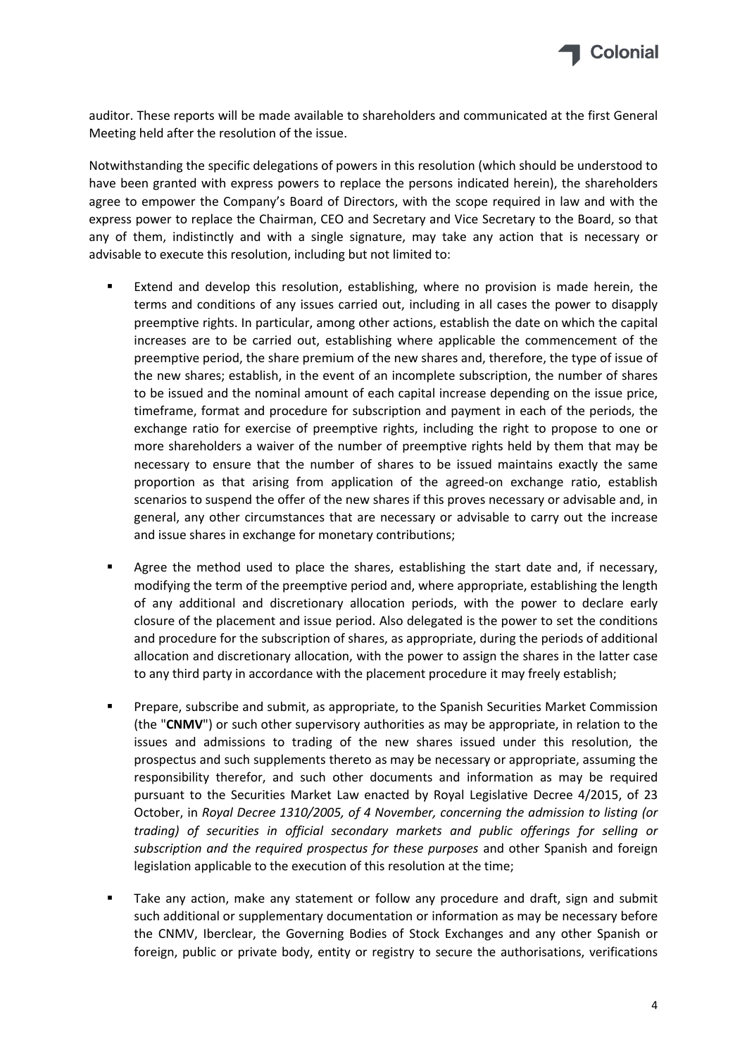auditor. These reports will be made available to shareholders and communicated at the first General Meeting held after the resolution of the issue.

Notwithstanding the specific delegations of powers in this resolution (which should be understood to have been granted with express powers to replace the persons indicated herein), the shareholders agree to empower the Company's Board of Directors, with the scope required in law and with the express power to replace the Chairman, CEO and Secretary and Vice Secretary to the Board, so that any of them, indistinctly and with a single signature, may take any action that is necessary or advisable to execute this resolution, including but not limited to:

- Extend and develop this resolution, establishing, where no provision is made herein, the terms and conditions of any issues carried out, including in all cases the power to disapply preemptive rights. In particular, among other actions, establish the date on which the capital increases are to be carried out, establishing where applicable the commencement of the preemptive period, the share premium of the new shares and, therefore, the type of issue of the new shares; establish, in the event of an incomplete subscription, the number of shares to be issued and the nominal amount of each capital increase depending on the issue price, timeframe, format and procedure for subscription and payment in each of the periods, the exchange ratio for exercise of preemptive rights, including the right to propose to one or more shareholders a waiver of the number of preemptive rights held by them that may be necessary to ensure that the number of shares to be issued maintains exactly the same proportion as that arising from application of the agreed-on exchange ratio, establish scenarios to suspend the offer of the new shares if this proves necessary or advisable and, in general, any other circumstances that are necessary or advisable to carry out the increase and issue shares in exchange for monetary contributions;

- Agree the method used to place the shares, establishing the start date and, if necessary, modifying the term of the preemptive period and, where appropriate, establishing the length of any additional and discretionary allocation periods, with the power to declare early closure of the placement and issue period. Also delegated is the power to set the conditions and procedure for the subscription of shares, as appropriate, during the periods of additional allocation and discretionary allocation, with the power to assign the shares in the latter case to any third party in accordance with the placement procedure it may freely establish;

- Prepare, subscribe and submit, as appropriate, to the Spanish Securities Market Commission (the "**CNMV**") or such other supervisory authorities as may be appropriate, in relation to the issues and admissions to trading of the new shares issued under this resolution, the prospectus and such supplements thereto as may be necessary or appropriate, assuming the responsibility therefor, and such other documents and information as may be required pursuant to the Securities Market Law enacted by Royal Legislative Decree 4/2015, of 23 October, in *Royal Decree 1310/2005, of 4 November, concerning the admission to listing (or trading) of securities in official secondary markets and public offerings for selling or subscription and the required prospectus for these purposes* and other Spanish and foreign legislation applicable to the execution of this resolution at the time;

- Take any action, make any statement or follow any procedure and draft, sign and submit such additional or supplementary documentation or information as may be necessary before the CNMV, Iberclear, the Governing Bodies of Stock Exchanges and any other Spanish or foreign, public or private body, entity or registry to secure the authorisations, verifications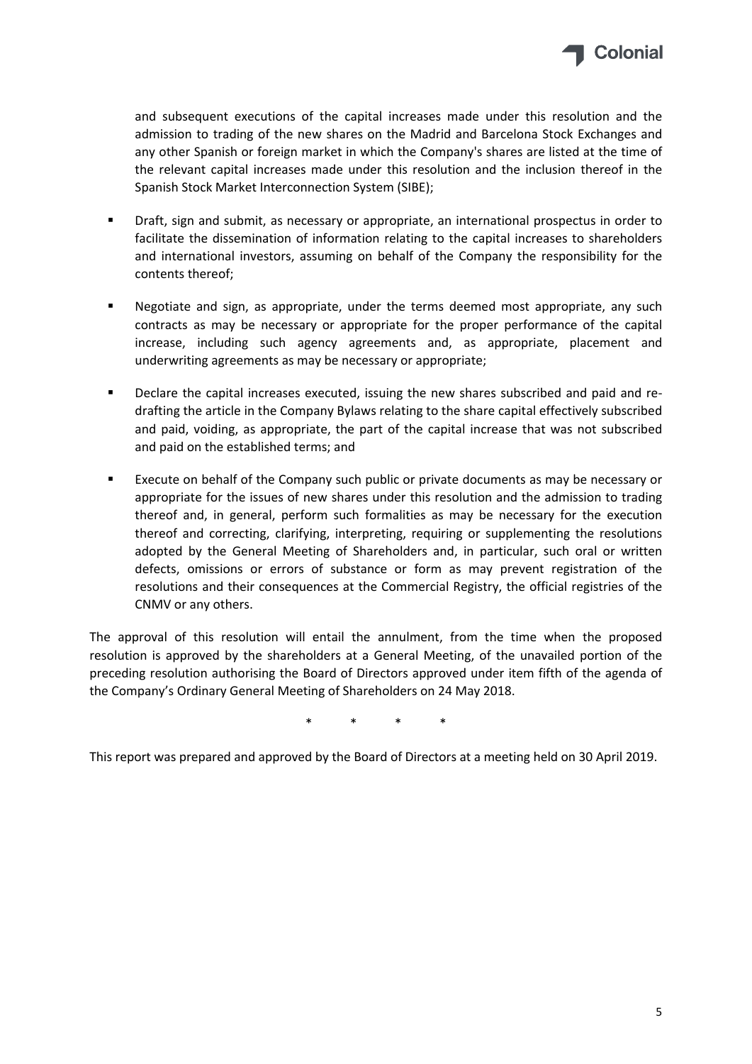and subsequent executions of the capital increases made under this resolution and the admission to trading of the new shares on the Madrid and Barcelona Stock Exchanges and any other Spanish or foreign market in which the Company's shares are listed at the time of the relevant capital increases made under this resolution and the inclusion thereof in the Spanish Stock Market Interconnection System (SIBE);

- Draft, sign and submit, as necessary or appropriate, an international prospectus in order to facilitate the dissemination of information relating to the capital increases to shareholders and international investors, assuming on behalf of the Company the responsibility for the contents thereof;
- Negotiate and sign, as appropriate, under the terms deemed most appropriate, any such contracts as may be necessary or appropriate for the proper performance of the capital increase, including such agency agreements and, as appropriate, placement and underwriting agreements as may be necessary or appropriate;
- Declare the capital increases executed, issuing the new shares subscribed and paid and re-drafting the article in the Company Bylaws relating to the share capital effectively subscribed and paid, voiding, as appropriate, the part of the capital increase that was not subscribed and paid on the established terms; and
- Execute on behalf of the Company such public or private documents as may be necessary or appropriate for the issues of new shares under this resolution and the admission to trading thereof and, in general, perform such formalities as may be necessary for the execution thereof and correcting, clarifying, interpreting, requiring or supplementing the resolutions adopted by the General Meeting of Shareholders and, in particular, such oral or written defects, omissions or errors of substance or form as may prevent registration of the resolutions and their consequences at the Commercial Registry, the official registries of the CNMV or any others.

The approval of this resolution will entail the annulment, from the time when the proposed resolution is approved by the shareholders at a General Meeting, of the unavailed portion of the preceding resolution authorising the Board of Directors approved under item fifth of the agenda of the Company's Ordinary General Meeting of Shareholders on 24 May 2018.

\* \* \* \*

This report was prepared and approved by the Board of Directors at a meeting held on 30 April 2019.